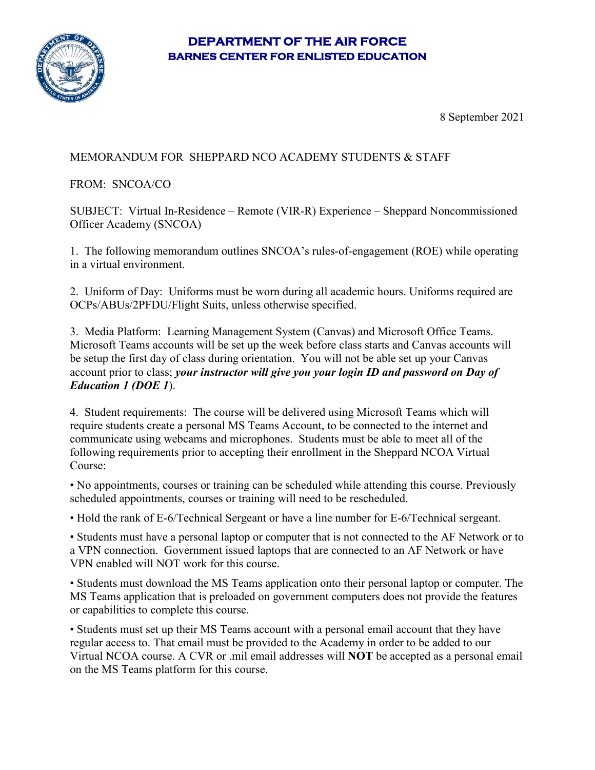# DEPARTMENT OF THE AIR FORCE
## BARNES CENTER FOR ENLISTED EDUCATION

8 September 2021

MEMORANDUM FOR SHEPPARD NCO ACADEMY STUDENTS & STAFF

FROM: SNCOA/CO

SUBJECT: Virtual In-Residence – Remote (VIR-R) Experience – Sheppard Noncommissioned Officer Academy (SNCOA)

1. The following memorandum outlines SNCOA's rules-of-engagement (ROE) while operating in a virtual environment.

2. Uniform of Day: Uniforms must be worn during all academic hours. Uniforms required are OCPs/ABUs/2PFDU/Flight Suits, unless otherwise specified.

3. Media Platform: Learning Management System (Canvas) and Microsoft Office Teams. Microsoft Teams accounts will be set up the week before class starts and Canvas accounts will be setup the first day of class during orientation. You will not be able set up your Canvas account prior to class; ***your instructor will give you your login ID and password on Day of Education 1 (DOE 1***).

4. Student requirements: The course will be delivered using Microsoft Teams which will require students create a personal MS Teams Account, to be connected to the internet and communicate using webcams and microphones. Students must be able to meet all of the following requirements prior to accepting their enrollment in the Sheppard NCOA Virtual Course:

• No appointments, courses or training can be scheduled while attending this course. Previously scheduled appointments, courses or training will need to be rescheduled.

• Hold the rank of E-6/Technical Sergeant or have a line number for E-6/Technical sergeant.

• Students must have a personal laptop or computer that is not connected to the AF Network or to a VPN connection. Government issued laptops that are connected to an AF Network or have VPN enabled will NOT work for this course.

• Students must download the MS Teams application onto their personal laptop or computer. The MS Teams application that is preloaded on government computers does not provide the features or capabilities to complete this course.

• Students must set up their MS Teams account with a personal email account that they have regular access to. That email must be provided to the Academy in order to be added to our Virtual NCOA course. A CVR or .mil email addresses will **NOT** be accepted as a personal email on the MS Teams platform for this course.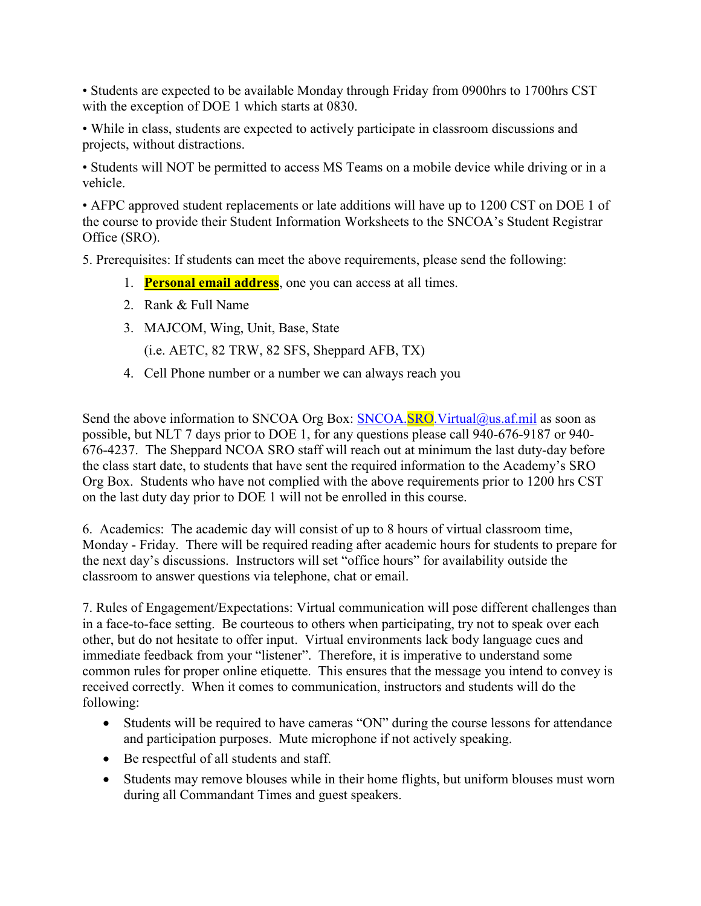• Students are expected to be available Monday through Friday from 0900hrs to 1700hrs CST with the exception of DOE 1 which starts at 0830.

• While in class, students are expected to actively participate in classroom discussions and projects, without distractions.

• Students will NOT be permitted to access MS Teams on a mobile device while driving or in a vehicle.

• AFPC approved student replacements or late additions will have up to 1200 CST on DOE 1 of the course to provide their Student Information Worksheets to the SNCOA's Student Registrar Office (SRO).

5. Prerequisites: If students can meet the above requirements, please send the following:

   1. **Personal email address**, one you can access at all times.
   2. Rank & Full Name
   3. MAJCOM, Wing, Unit, Base, State
      (i.e. AETC, 82 TRW, 82 SFS, Sheppard AFB, TX)
   4. Cell Phone number or a number we can always reach you

Send the above information to SNCOA Org Box: SNCOA.SRO.Virtual@us.af.mil as soon as possible, but NLT 7 days prior to DOE 1, for any questions please call 940-676-9187 or 940-676-4237. The Sheppard NCOA SRO staff will reach out at minimum the last duty-day before the class start date, to students that have sent the required information to the Academy's SRO Org Box. Students who have not complied with the above requirements prior to 1200 hrs CST on the last duty day prior to DOE 1 will not be enrolled in this course.

6. Academics: The academic day will consist of up to 8 hours of virtual classroom time, Monday - Friday. There will be required reading after academic hours for students to prepare for the next day's discussions. Instructors will set "office hours" for availability outside the classroom to answer questions via telephone, chat or email.

7. Rules of Engagement/Expectations: Virtual communication will pose different challenges than in a face-to-face setting. Be courteous to others when participating, try not to speak over each other, but do not hesitate to offer input. Virtual environments lack body language cues and immediate feedback from your "listener". Therefore, it is imperative to understand some common rules for proper online etiquette. This ensures that the message you intend to convey is received correctly. When it comes to communication, instructors and students will do the following:

- Students will be required to have cameras "ON" during the course lessons for attendance and participation purposes. Mute microphone if not actively speaking.
- Be respectful of all students and staff.
- Students may remove blouses while in their home flights, but uniform blouses must worn during all Commandant Times and guest speakers.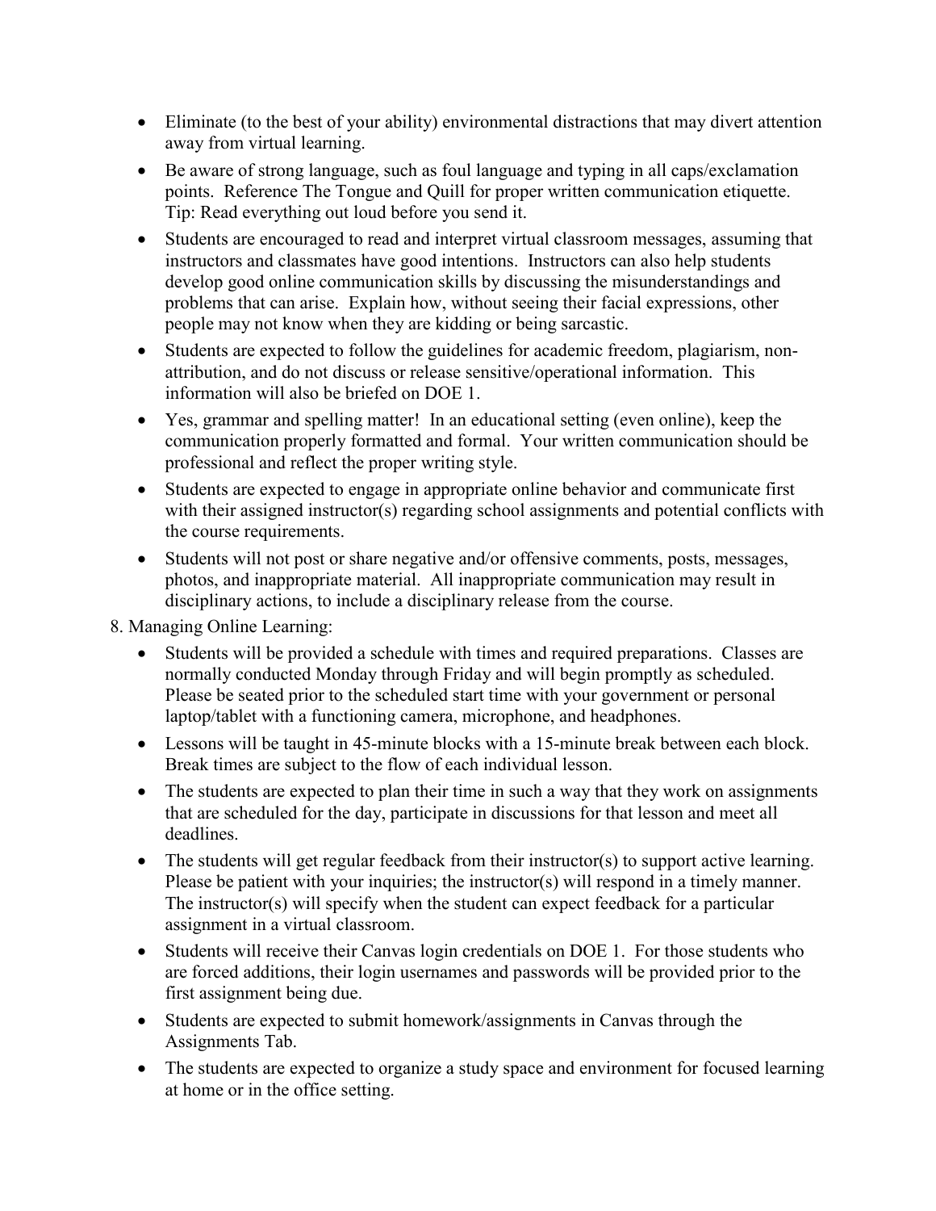- Eliminate (to the best of your ability) environmental distractions that may divert attention away from virtual learning.
- Be aware of strong language, such as foul language and typing in all caps/exclamation points. Reference The Tongue and Quill for proper written communication etiquette. Tip: Read everything out loud before you send it.
- Students are encouraged to read and interpret virtual classroom messages, assuming that instructors and classmates have good intentions. Instructors can also help students develop good online communication skills by discussing the misunderstandings and problems that can arise. Explain how, without seeing their facial expressions, other people may not know when they are kidding or being sarcastic.
- Students are expected to follow the guidelines for academic freedom, plagiarism, non-attribution, and do not discuss or release sensitive/operational information. This information will also be briefed on DOE 1.
- Yes, grammar and spelling matter! In an educational setting (even online), keep the communication properly formatted and formal. Your written communication should be professional and reflect the proper writing style.
- Students are expected to engage in appropriate online behavior and communicate first with their assigned instructor(s) regarding school assignments and potential conflicts with the course requirements.
- Students will not post or share negative and/or offensive comments, posts, messages, photos, and inappropriate material. All inappropriate communication may result in disciplinary actions, to include a disciplinary release from the course.

8. Managing Online Learning:

- Students will be provided a schedule with times and required preparations. Classes are normally conducted Monday through Friday and will begin promptly as scheduled. Please be seated prior to the scheduled start time with your government or personal laptop/tablet with a functioning camera, microphone, and headphones.
- Lessons will be taught in 45-minute blocks with a 15-minute break between each block. Break times are subject to the flow of each individual lesson.
- The students are expected to plan their time in such a way that they work on assignments that are scheduled for the day, participate in discussions for that lesson and meet all deadlines.
- The students will get regular feedback from their instructor(s) to support active learning. Please be patient with your inquiries; the instructor(s) will respond in a timely manner. The instructor(s) will specify when the student can expect feedback for a particular assignment in a virtual classroom.
- Students will receive their Canvas login credentials on DOE 1. For those students who are forced additions, their login usernames and passwords will be provided prior to the first assignment being due.
- Students are expected to submit homework/assignments in Canvas through the Assignments Tab.
- The students are expected to organize a study space and environment for focused learning at home or in the office setting.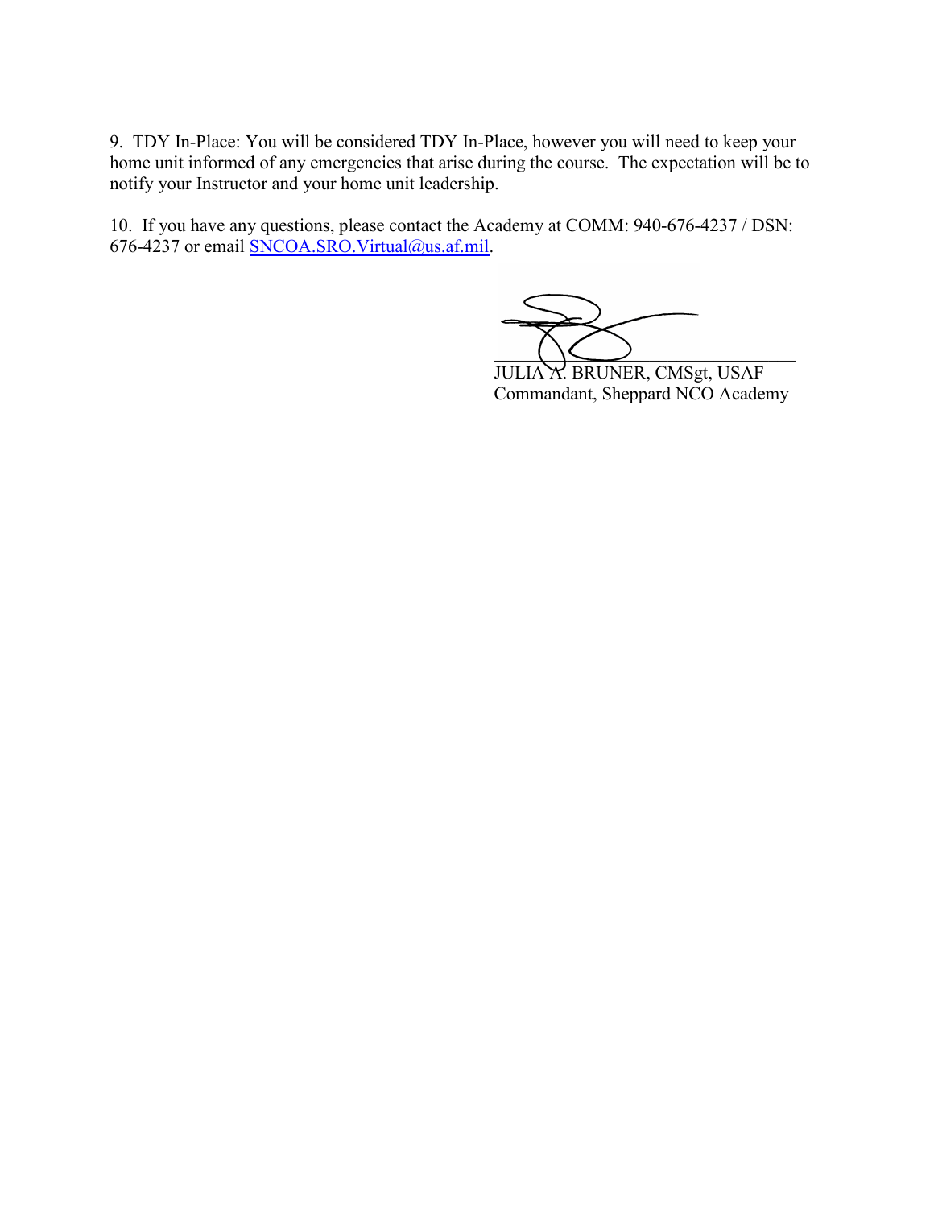9. TDY In-Place: You will be considered TDY In-Place, however you will need to keep your home unit informed of any emergencies that arise during the course. The expectation will be to notify your Instructor and your home unit leadership.

10. If you have any questions, please contact the Academy at COMM: 940-676-4237 / DSN: 676-4237 or email SNCOA.SRO.Virtual@us.af.mil.

JULIA A. BRUNER, CMSgt, USAF
Commandant, Sheppard NCO Academy